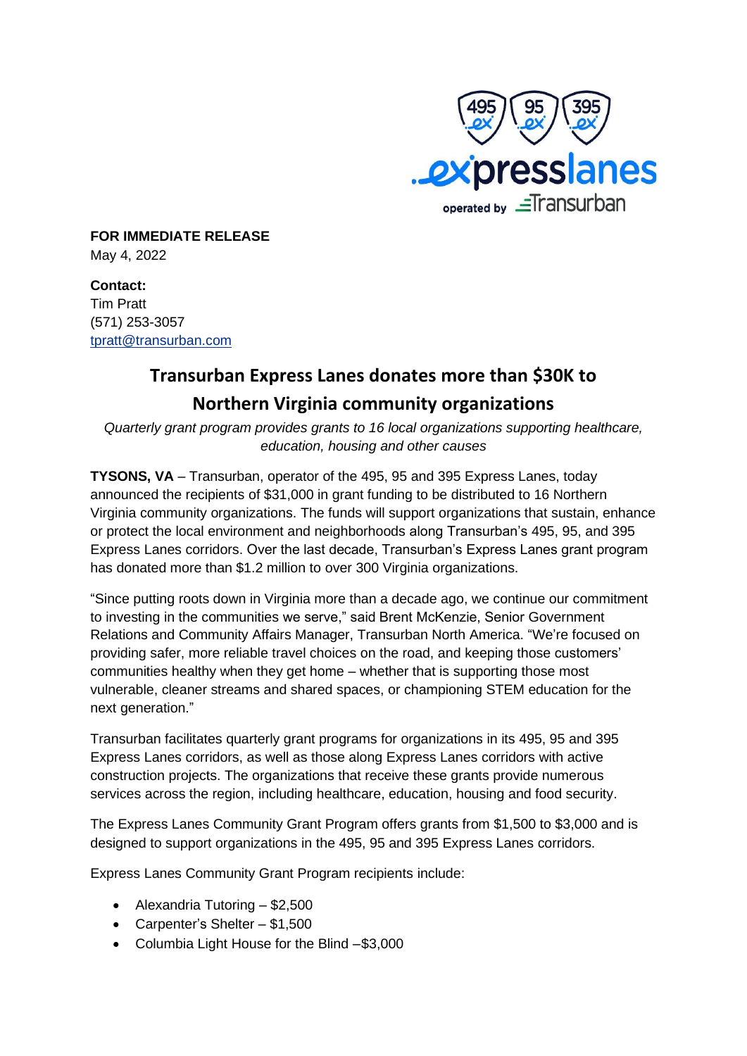**FOR IMMEDIATE RELEASE**
May 4, 2022

**Contact:**
Tim Pratt
(571) 253-3057
tpratt@transurban.com

# Transurban Express Lanes donates more than $30K to Northern Virginia community organizations

*Quarterly grant program provides grants to 16 local organizations supporting healthcare, education, housing and other causes*

**TYSONS, VA** – Transurban, operator of the 495, 95 and 395 Express Lanes, today announced the recipients of $31,000 in grant funding to be distributed to 16 Northern Virginia community organizations. The funds will support organizations that sustain, enhance or protect the local environment and neighborhoods along Transurban's 495, 95, and 395 Express Lanes corridors. Over the last decade, Transurban's Express Lanes grant program has donated more than $1.2 million to over 300 Virginia organizations.

"Since putting roots down in Virginia more than a decade ago, we continue our commitment to investing in the communities we serve," said Brent McKenzie, Senior Government Relations and Community Affairs Manager, Transurban North America. "We're focused on providing safer, more reliable travel choices on the road, and keeping those customers' communities healthy when they get home – whether that is supporting those most vulnerable, cleaner streams and shared spaces, or championing STEM education for the next generation."

Transurban facilitates quarterly grant programs for organizations in its 495, 95 and 395 Express Lanes corridors, as well as those along Express Lanes corridors with active construction projects. The organizations that receive these grants provide numerous services across the region, including healthcare, education, housing and food security.

The Express Lanes Community Grant Program offers grants from $1,500 to $3,000 and is designed to support organizations in the 495, 95 and 395 Express Lanes corridors.

Express Lanes Community Grant Program recipients include:

- Alexandria Tutoring – $2,500
- Carpenter's Shelter – $1,500
- Columbia Light House for the Blind –$3,000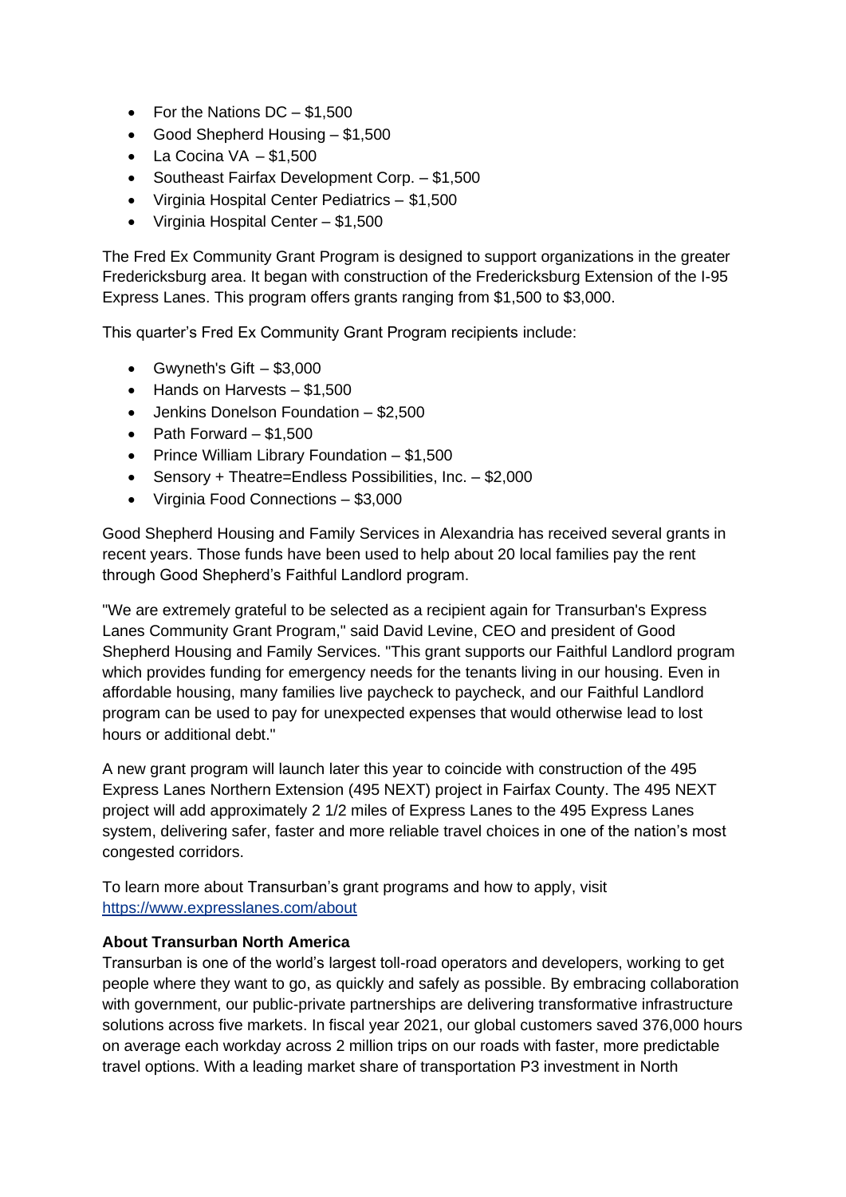- For the Nations DC – $1,500
- Good Shepherd Housing – $1,500
- La Cocina VA – $1,500
- Southeast Fairfax Development Corp. – $1,500
- Virginia Hospital Center Pediatrics – $1,500
- Virginia Hospital Center – $1,500

The Fred Ex Community Grant Program is designed to support organizations in the greater Fredericksburg area. It began with construction of the Fredericksburg Extension of the I-95 Express Lanes. This program offers grants ranging from $1,500 to $3,000.

This quarter's Fred Ex Community Grant Program recipients include:

- Gwyneth's Gift – $3,000
- Hands on Harvests – $1,500
- Jenkins Donelson Foundation – $2,500
- Path Forward – $1,500
- Prince William Library Foundation – $1,500
- Sensory + Theatre=Endless Possibilities, Inc. – $2,000
- Virginia Food Connections – $3,000

Good Shepherd Housing and Family Services in Alexandria has received several grants in recent years. Those funds have been used to help about 20 local families pay the rent through Good Shepherd's Faithful Landlord program.

"We are extremely grateful to be selected as a recipient again for Transurban's Express Lanes Community Grant Program," said David Levine, CEO and president of Good Shepherd Housing and Family Services. "This grant supports our Faithful Landlord program which provides funding for emergency needs for the tenants living in our housing. Even in affordable housing, many families live paycheck to paycheck, and our Faithful Landlord program can be used to pay for unexpected expenses that would otherwise lead to lost hours or additional debt."

A new grant program will launch later this year to coincide with construction of the 495 Express Lanes Northern Extension (495 NEXT) project in Fairfax County. The 495 NEXT project will add approximately 2 1/2 miles of Express Lanes to the 495 Express Lanes system, delivering safer, faster and more reliable travel choices in one of the nation's most congested corridors.

To learn more about Transurban's grant programs and how to apply, visit https://www.expresslanes.com/about

**About Transurban North America**
Transurban is one of the world's largest toll-road operators and developers, working to get people where they want to go, as quickly and safely as possible. By embracing collaboration with government, our public-private partnerships are delivering transformative infrastructure solutions across five markets. In fiscal year 2021, our global customers saved 376,000 hours on average each workday across 2 million trips on our roads with faster, more predictable travel options. With a leading market share of transportation P3 investment in North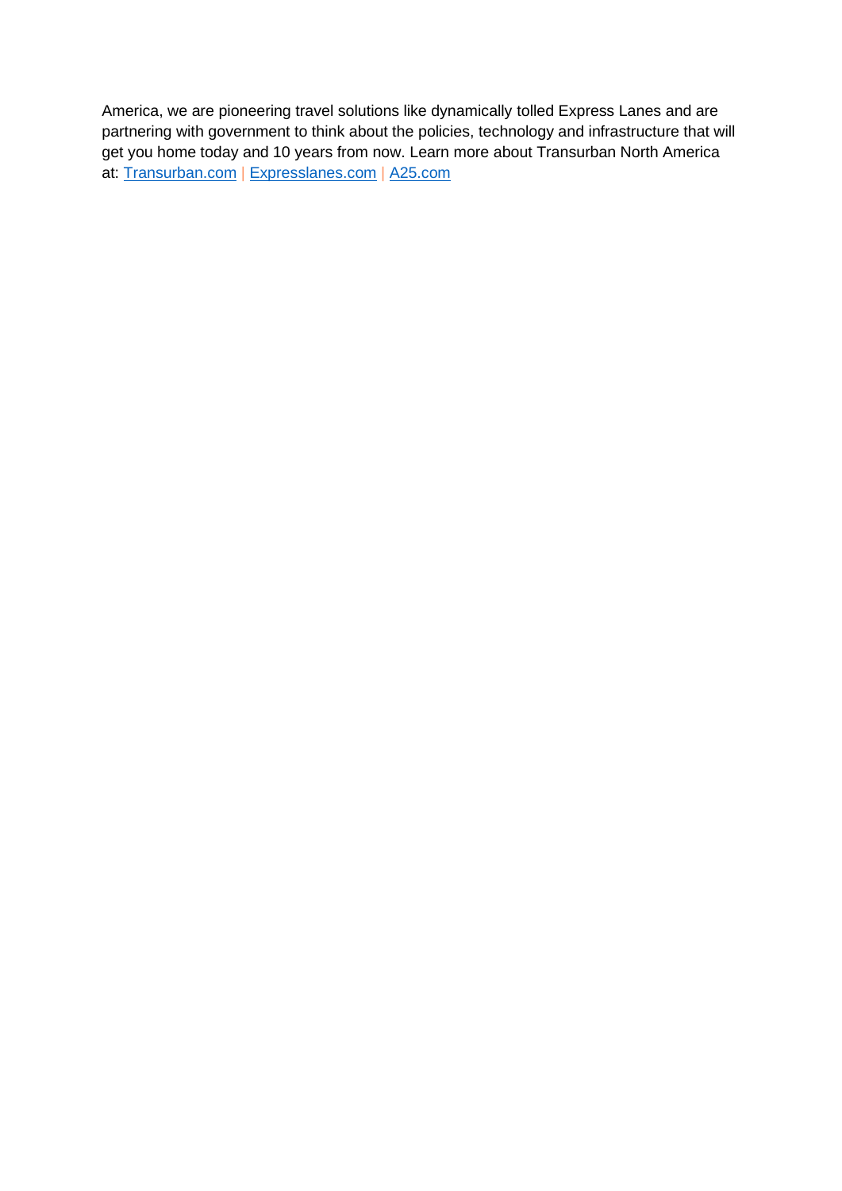America, we are pioneering travel solutions like dynamically tolled Express Lanes and are partnering with government to think about the policies, technology and infrastructure that will get you home today and 10 years from now. Learn more about Transurban North America at: Transurban.com | Expresslanes.com | A25.com